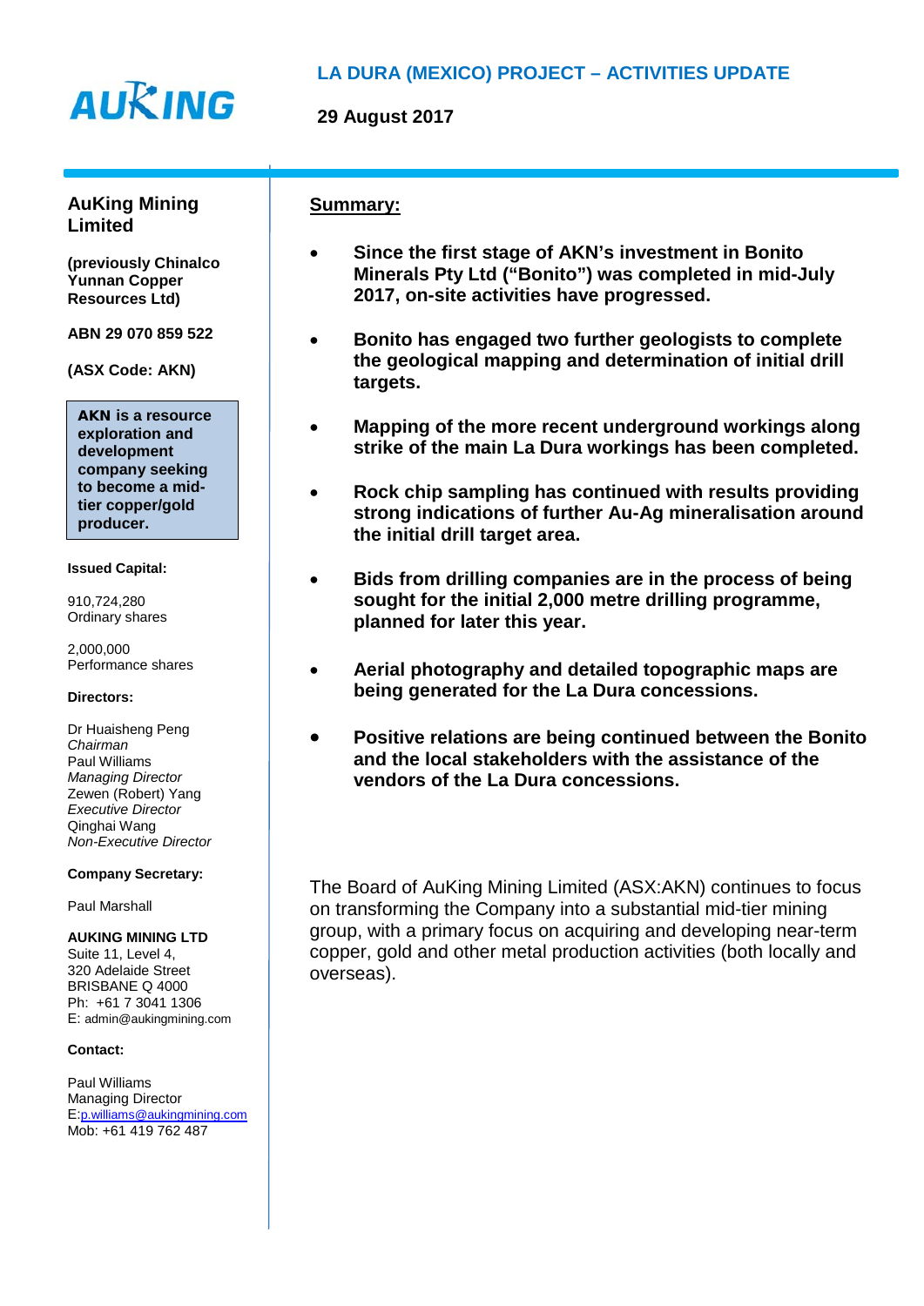AUKING

# LA DURA (MEXICO) PROJECT – ACTIVITIES UPDATE

**29 August 2017**

## Summary:

- **Since the first stage of AKN's investment in Bonito Minerals Pty Ltd ("Bonito") was completed in mid-July 2017, on-site activities have progressed.**
- **Bonito has engaged two further geologists to complete the geological mapping and determination of initial drill targets.**
- **Mapping of the more recent underground workings along strike of the main La Dura workings has been completed.**
- **Rock chip sampling has continued with results providing strong indications of further Au-Ag mineralisation around the initial drill target area.**
- **Bids from drilling companies are in the process of being sought for the initial 2,000 metre drilling programme, planned for later this year.**
- **Aerial photography and detailed topographic maps are being generated for the La Dura concessions.**
- **Positive relations are being continued between the Bonito and the local stakeholders with the assistance of the vendors of the La Dura concessions.**

The Board of AuKing Mining Limited (ASX:AKN) continues to focus on transforming the Company into a substantial mid-tier mining group, with a primary focus on acquiring and developing near-term copper, gold and other metal production activities (both locally and overseas).

---

**AuKing Mining Limited**

**(previously Chinalco Yunnan Copper Resources Ltd)**

**ABN 29 070 859 522**

**(ASX Code: AKN)**

**AKN is a resource exploration and development company seeking to become a mid-tier copper/gold producer.**

**Issued Capital:**

910,724,280
Ordinary shares

2,000,000
Performance shares

**Directors:**

Dr Huaisheng Peng
*Chairman*
Paul Williams
*Managing Director*
Zewen (Robert) Yang
*Executive Director*
Qinghai Wang
*Non-Executive Director*

**Company Secretary:**

Paul Marshall

**AUKING MINING LTD**
Suite 11, Level 4,
320 Adelaide Street
BRISBANE Q 4000
Ph: +61 7 3041 1306
E: admin@aukingmining.com

**Contact:**

Paul Williams
Managing Director
E:p.williams@aukingmining.com
Mob: +61 419 762 487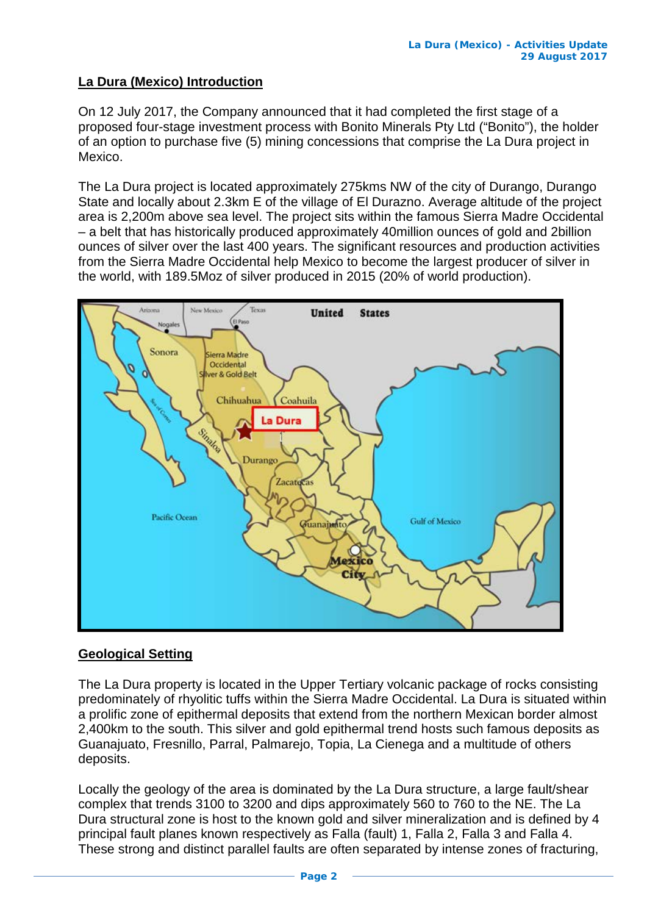## La Dura (Mexico) Introduction

On 12 July 2017, the Company announced that it had completed the first stage of a proposed four-stage investment process with Bonito Minerals Pty Ltd ("Bonito"), the holder of an option to purchase five (5) mining concessions that comprise the La Dura project in Mexico.

The La Dura project is located approximately 275kms NW of the city of Durango, Durango State and locally about 2.3km E of the village of El Durazno. Average altitude of the project area is 2,200m above sea level. The project sits within the famous Sierra Madre Occidental – a belt that has historically produced approximately 40million ounces of gold and 2billion ounces of silver over the last 400 years. The significant resources and production activities from the Sierra Madre Occidental help Mexico to become the largest producer of silver in the world, with 189.5Moz of silver produced in 2015 (20% of world production).

Arizona
New Mexico
Texas
United States
Nogales
El Paso
Sonora
Sierra Madre Occidental Silver & Gold Belt
Chihuahua
Coahuila
La Dura
Sea of Cortez
Sinaloa
Durango
Zacatecas
Pacific Ocean
Guanajuato
Gulf of Mexico
Mexico City

## Geological Setting

The La Dura property is located in the Upper Tertiary volcanic package of rocks consisting predominately of rhyolitic tuffs within the Sierra Madre Occidental. La Dura is situated within a prolific zone of epithermal deposits that extend from the northern Mexican border almost 2,400km to the south. This silver and gold epithermal trend hosts such famous deposits as Guanajuato, Fresnillo, Parral, Palmarejo, Topia, La Cienega and a multitude of others deposits.

Locally the geology of the area is dominated by the La Dura structure, a large fault/shear complex that trends 3100 to 3200 and dips approximately 560 to 760 to the NE. The La Dura structural zone is host to the known gold and silver mineralization and is defined by 4 principal fault planes known respectively as Falla (fault) 1, Falla 2, Falla 3 and Falla 4. These strong and distinct parallel faults are often separated by intense zones of fracturing,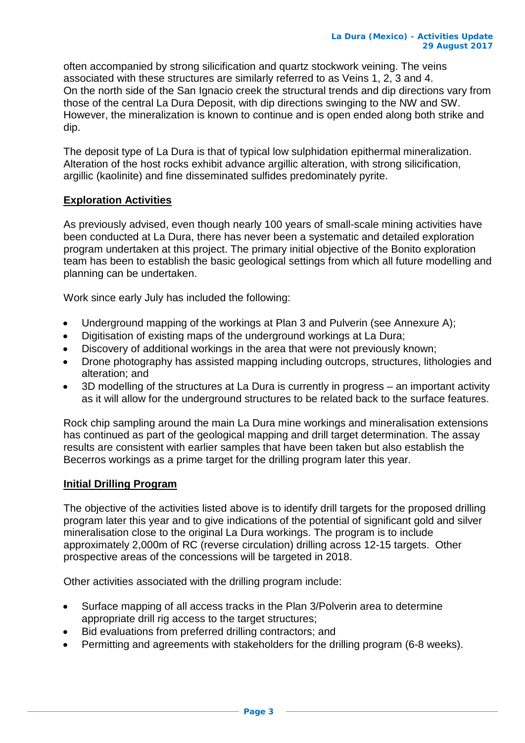often accompanied by strong silicification and quartz stockwork veining. The veins associated with these structures are similarly referred to as Veins 1, 2, 3 and 4.
On the north side of the San Ignacio creek the structural trends and dip directions vary from those of the central La Dura Deposit, with dip directions swinging to the NW and SW. However, the mineralization is known to continue and is open ended along both strike and dip.

The deposit type of La Dura is that of typical low sulphidation epithermal mineralization. Alteration of the host rocks exhibit advance argillic alteration, with strong silicification, argillic (kaolinite) and fine disseminated sulfides predominately pyrite.

## Exploration Activities

As previously advised, even though nearly 100 years of small-scale mining activities have been conducted at La Dura, there has never been a systematic and detailed exploration program undertaken at this project. The primary initial objective of the Bonito exploration team has been to establish the basic geological settings from which all future modelling and planning can be undertaken.

Work since early July has included the following:

- Underground mapping of the workings at Plan 3 and Pulverin (see Annexure A);
- Digitisation of existing maps of the underground workings at La Dura;
- Discovery of additional workings in the area that were not previously known;
- Drone photography has assisted mapping including outcrops, structures, lithologies and alteration; and
- 3D modelling of the structures at La Dura is currently in progress – an important activity as it will allow for the underground structures to be related back to the surface features.

Rock chip sampling around the main La Dura mine workings and mineralisation extensions has continued as part of the geological mapping and drill target determination. The assay results are consistent with earlier samples that have been taken but also establish the Becerros workings as a prime target for the drilling program later this year.

## Initial Drilling Program

The objective of the activities listed above is to identify drill targets for the proposed drilling program later this year and to give indications of the potential of significant gold and silver mineralisation close to the original La Dura workings. The program is to include approximately 2,000m of RC (reverse circulation) drilling across 12-15 targets. Other prospective areas of the concessions will be targeted in 2018.

Other activities associated with the drilling program include:

- Surface mapping of all access tracks in the Plan 3/Polverin area to determine appropriate drill rig access to the target structures;
- Bid evaluations from preferred drilling contractors; and
- Permitting and agreements with stakeholders for the drilling program (6-8 weeks).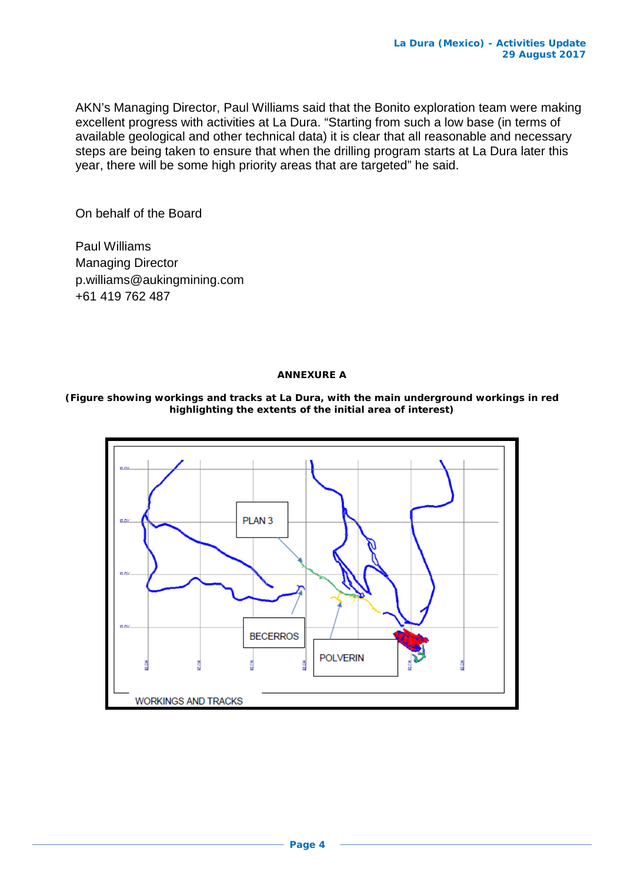AKN's Managing Director, Paul Williams said that the Bonito exploration team were making excellent progress with activities at La Dura. "Starting from such a low base (in terms of available geological and other technical data) it is clear that all reasonable and necessary steps are being taken to ensure that when the drilling program starts at La Dura later this year, there will be some high priority areas that are targeted" he said.

On behalf of the Board

Paul Williams
Managing Director
p.williams@aukingmining.com
+61 419 762 487

**ANNEXURE A**

**(Figure showing workings and tracks at La Dura, with the main underground workings in red highlighting the extents of the initial area of interest)**

PLAN 3

BECERROS

POLVERIN

WORKINGS AND TRACKS